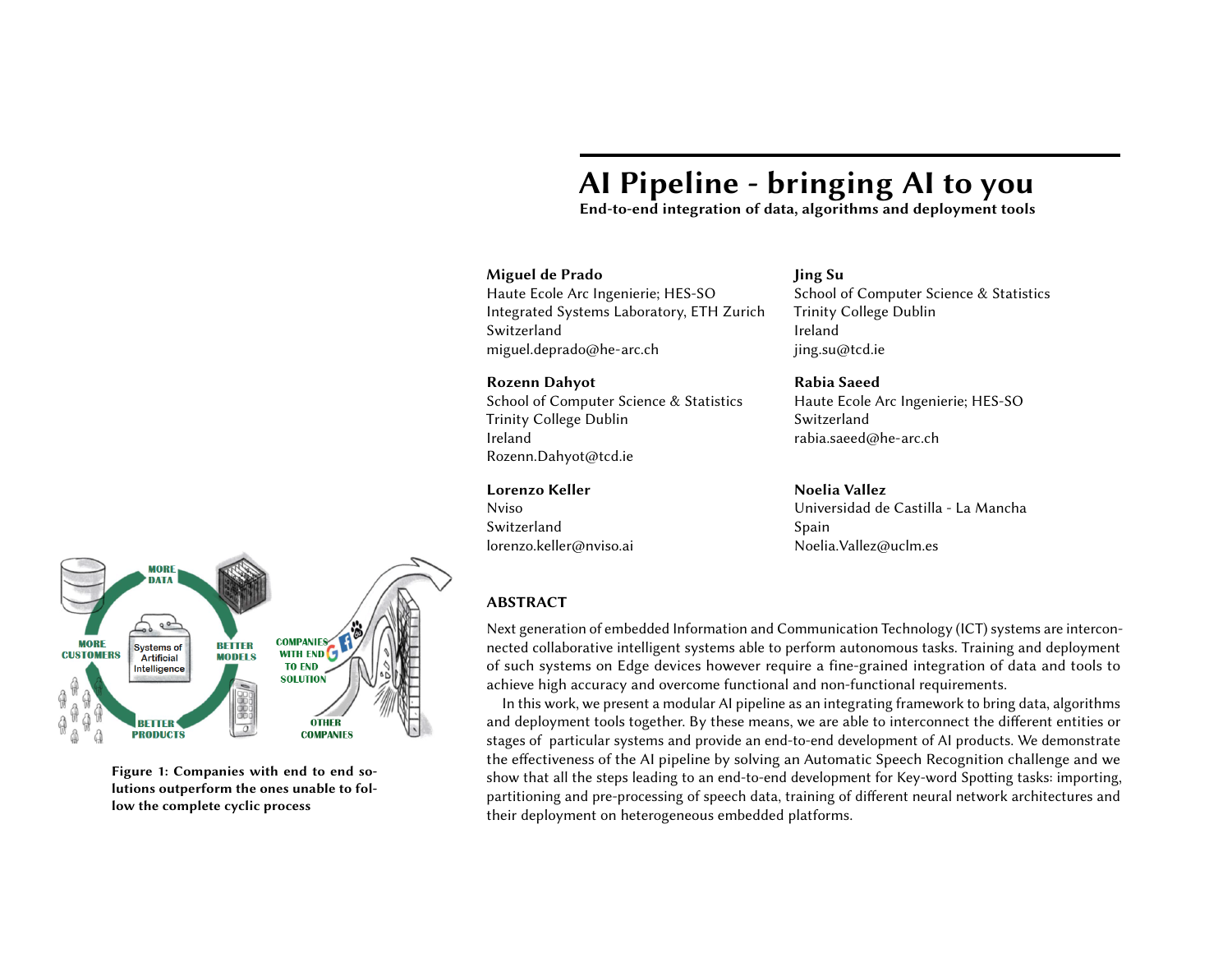# AI Pipeline - bringing AI to you

**End-to-end integration of data, algorithms and deployment tools**

**Miguel de Prado**
Haute Ecole Arc Ingenierie; HES-SO
Integrated Systems Laboratory, ETH Zurich
Switzerland
miguel.deprado@he-arc.ch

**Jing Su**
School of Computer Science & Statistics
Trinity College Dublin
Ireland
jing.su@tcd.ie

**Rozenn Dahyot**
School of Computer Science & Statistics
Trinity College Dublin
Ireland
Rozenn.Dahyot@tcd.ie

**Rabia Saeed**
Haute Ecole Arc Ingenierie; HES-SO
Switzerland
rabia.saeed@he-arc.ch

**Lorenzo Keller**
Nviso
Switzerland
lorenzo.keller@nviso.ai

**Noelia Vallez**
Universidad de Castilla - La Mancha
Spain
Noelia.Vallez@uclm.es

**Figure 1: Companies with end to end solutions outperform the ones unable to follow the complete cyclic process**

## ABSTRACT

Next generation of embedded Information and Communication Technology (ICT) systems are interconnected collaborative intelligent systems able to perform autonomous tasks. Training and deployment of such systems on Edge devices however require a fine-grained integration of data and tools to achieve high accuracy and overcome functional and non-functional requirements.

In this work, we present a modular AI pipeline as an integrating framework to bring data, algorithms and deployment tools together. By these means, we are able to interconnect the different entities or stages of particular systems and provide an end-to-end development of AI products. We demonstrate the effectiveness of the AI pipeline by solving an Automatic Speech Recognition challenge and we show that all the steps leading to an end-to-end development for Key-word Spotting tasks: importing, partitioning and pre-processing of speech data, training of different neural network architectures and their deployment on heterogeneous embedded platforms.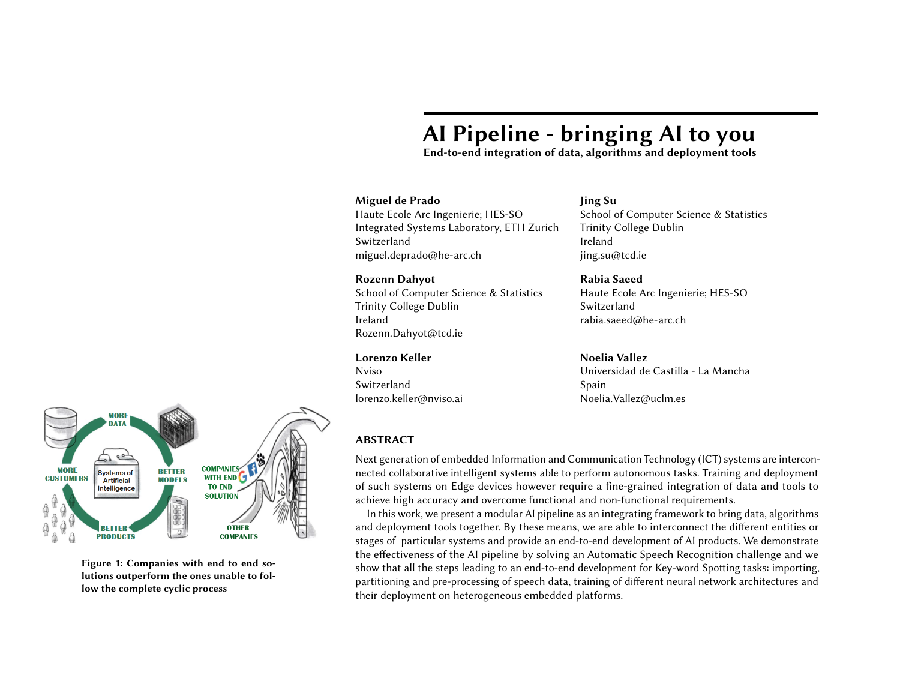# AI Pipeline - bringing AI to you

**End-to-end integration of data, algorithms and deployment tools**

**Miguel de Prado**
Haute Ecole Arc Ingenierie; HES-SO
Integrated Systems Laboratory, ETH Zurich
Switzerland
miguel.deprado@he-arc.ch

**Jing Su**
School of Computer Science & Statistics
Trinity College Dublin
Ireland
jing.su@tcd.ie

**Rozenn Dahyot**
School of Computer Science & Statistics
Trinity College Dublin
Ireland
Rozenn.Dahyot@tcd.ie

**Rabia Saeed**
Haute Ecole Arc Ingenierie; HES-SO
Switzerland
rabia.saeed@he-arc.ch

**Lorenzo Keller**
Nviso
Switzerland
lorenzo.keller@nviso.ai

**Noelia Vallez**
Universidad de Castilla - La Mancha
Spain
Noelia.Vallez@uclm.es

**Figure 1: Companies with end to end solutions outperform the ones unable to follow the complete cyclic process**

## ABSTRACT

Next generation of embedded Information and Communication Technology (ICT) systems are interconnected collaborative intelligent systems able to perform autonomous tasks. Training and deployment of such systems on Edge devices however require a fine-grained integration of data and tools to achieve high accuracy and overcome functional and non-functional requirements.

In this work, we present a modular AI pipeline as an integrating framework to bring data, algorithms and deployment tools together. By these means, we are able to interconnect the different entities or stages of particular systems and provide an end-to-end development of AI products. We demonstrate the effectiveness of the AI pipeline by solving an Automatic Speech Recognition challenge and we show that all the steps leading to an end-to-end development for Key-word Spotting tasks: importing, partitioning and pre-processing of speech data, training of different neural network architectures and their deployment on heterogeneous embedded platforms.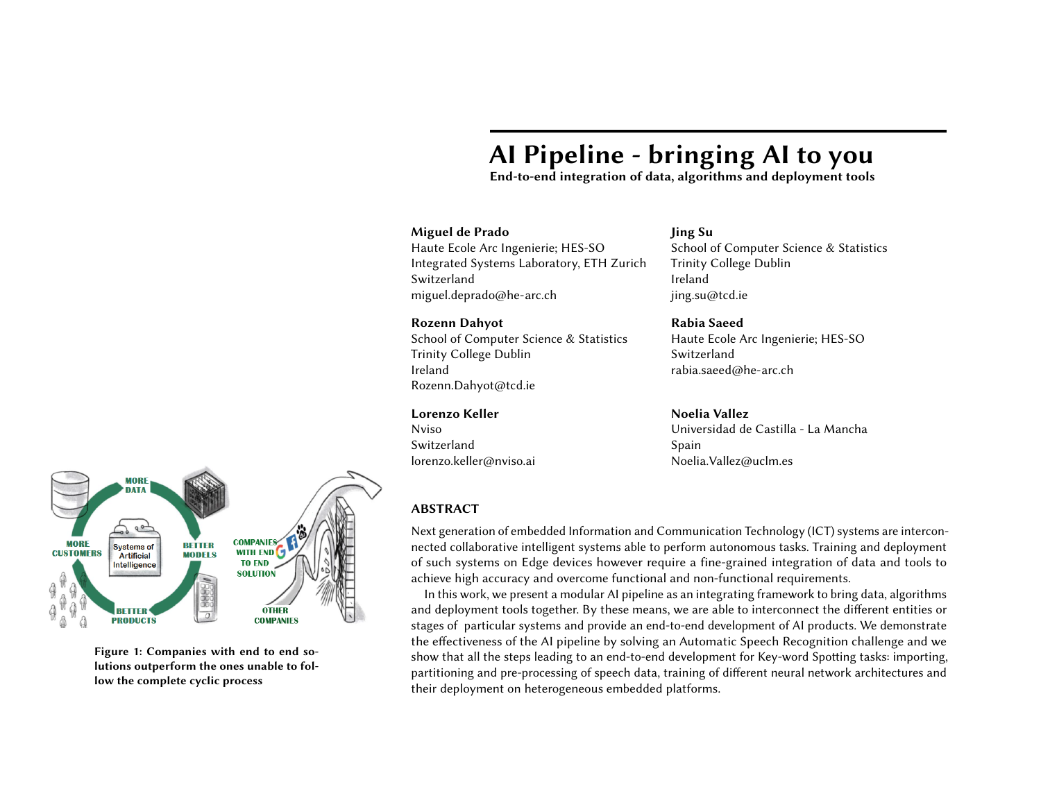# AI Pipeline - bringing AI to you

**End-to-end integration of data, algorithms and deployment tools**

**Miguel de Prado**
Haute Ecole Arc Ingenierie; HES-SO
Integrated Systems Laboratory, ETH Zurich
Switzerland
miguel.deprado@he-arc.ch

**Jing Su**
School of Computer Science & Statistics
Trinity College Dublin
Ireland
jing.su@tcd.ie

**Rozenn Dahyot**
School of Computer Science & Statistics
Trinity College Dublin
Ireland
Rozenn.Dahyot@tcd.ie

**Rabia Saeed**
Haute Ecole Arc Ingenierie; HES-SO
Switzerland
rabia.saeed@he-arc.ch

**Lorenzo Keller**
Nviso
Switzerland
lorenzo.keller@nviso.ai

**Noelia Vallez**
Universidad de Castilla - La Mancha
Spain
Noelia.Vallez@uclm.es

**Figure 1: Companies with end to end solutions outperform the ones unable to follow the complete cyclic process**

## ABSTRACT

Next generation of embedded Information and Communication Technology (ICT) systems are interconnected collaborative intelligent systems able to perform autonomous tasks. Training and deployment of such systems on Edge devices however require a fine-grained integration of data and tools to achieve high accuracy and overcome functional and non-functional requirements.

In this work, we present a modular AI pipeline as an integrating framework to bring data, algorithms and deployment tools together. By these means, we are able to interconnect the different entities or stages of particular systems and provide an end-to-end development of AI products. We demonstrate the effectiveness of the AI pipeline by solving an Automatic Speech Recognition challenge and we show that all the steps leading to an end-to-end development for Key-word Spotting tasks: importing, partitioning and pre-processing of speech data, training of different neural network architectures and their deployment on heterogeneous embedded platforms.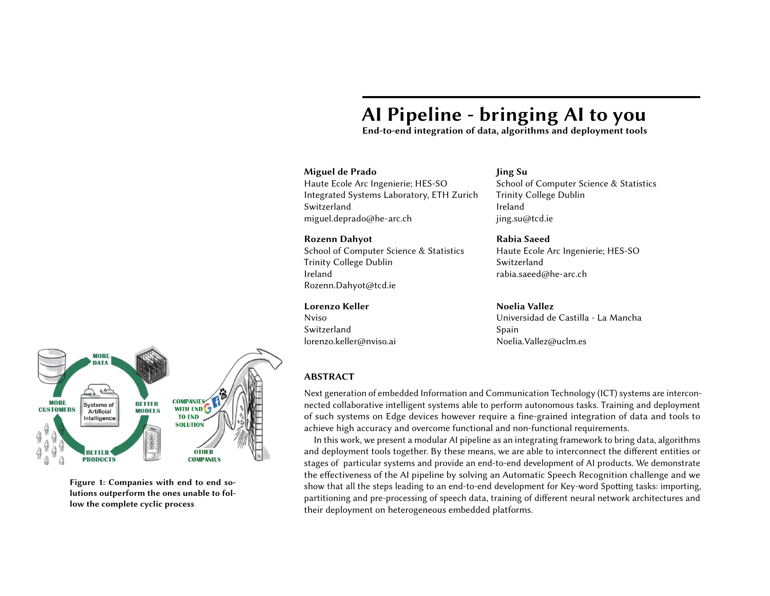# AI Pipeline - bringing AI to you

**End-to-end integration of data, algorithms and deployment tools**

**Miguel de Prado**
Haute Ecole Arc Ingenierie; HES-SO
Integrated Systems Laboratory, ETH Zurich
Switzerland
miguel.deprado@he-arc.ch

**Jing Su**
School of Computer Science & Statistics
Trinity College Dublin
Ireland
jing.su@tcd.ie

**Rozenn Dahyot**
School of Computer Science & Statistics
Trinity College Dublin
Ireland
Rozenn.Dahyot@tcd.ie

**Rabia Saeed**
Haute Ecole Arc Ingenierie; HES-SO
Switzerland
rabia.saeed@he-arc.ch

**Lorenzo Keller**
Nviso
Switzerland
lorenzo.keller@nviso.ai

**Noelia Vallez**
Universidad de Castilla - La Mancha
Spain
Noelia.Vallez@uclm.es

**Figure 1: Companies with end to end solutions outperform the ones unable to follow the complete cyclic process**

## ABSTRACT

Next generation of embedded Information and Communication Technology (ICT) systems are interconnected collaborative intelligent systems able to perform autonomous tasks. Training and deployment of such systems on Edge devices however require a fine-grained integration of data and tools to achieve high accuracy and overcome functional and non-functional requirements.

In this work, we present a modular AI pipeline as an integrating framework to bring data, algorithms and deployment tools together. By these means, we are able to interconnect the different entities or stages of particular systems and provide an end-to-end development of AI products. We demonstrate the effectiveness of the AI pipeline by solving an Automatic Speech Recognition challenge and we show that all the steps leading to an end-to-end development for Key-word Spotting tasks: importing, partitioning and pre-processing of speech data, training of different neural network architectures and their deployment on heterogeneous embedded platforms.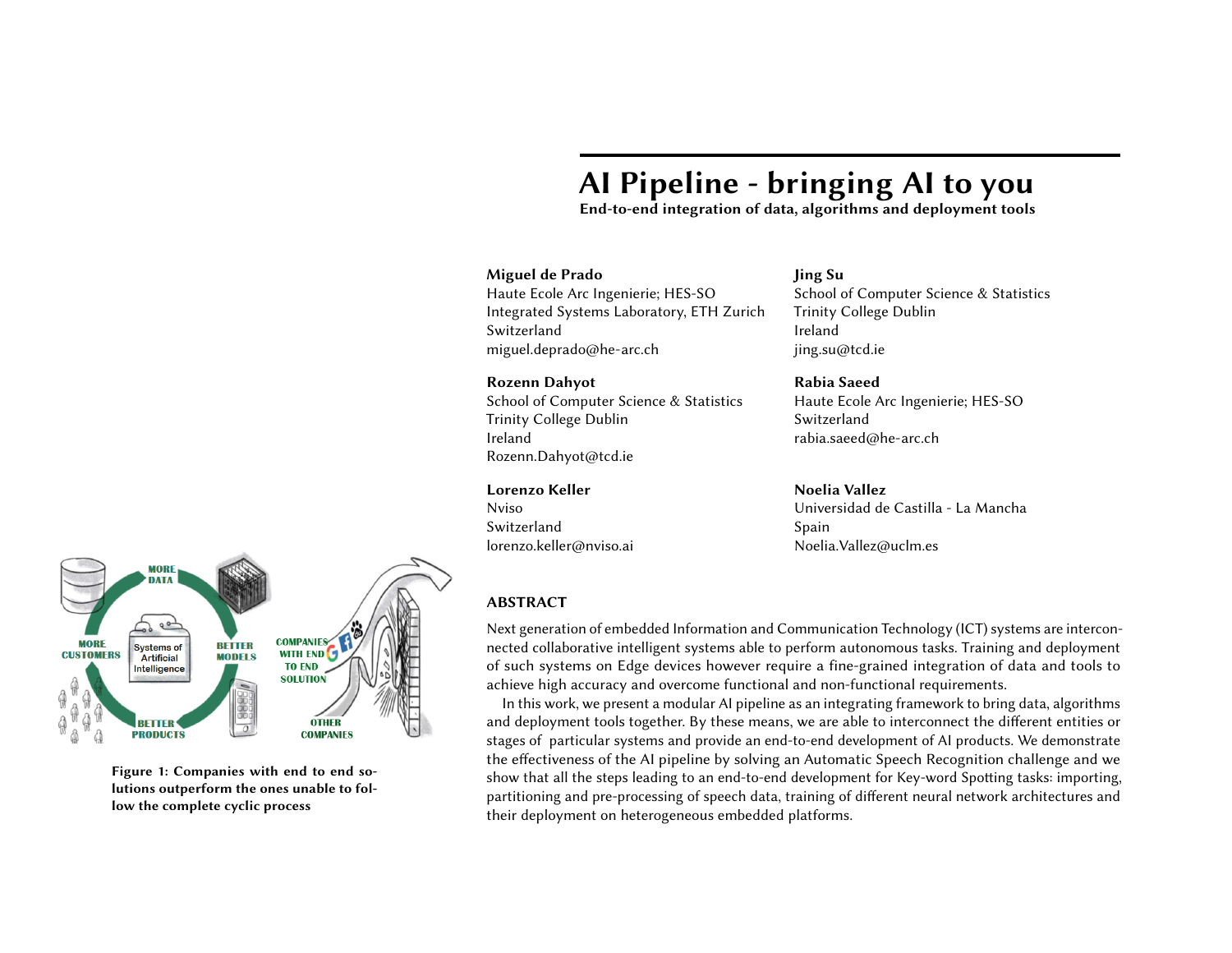# AI Pipeline - bringing AI to you

**End-to-end integration of data, algorithms and deployment tools**

**Miguel de Prado**
Haute Ecole Arc Ingenierie; HES-SO
Integrated Systems Laboratory, ETH Zurich
Switzerland
miguel.deprado@he-arc.ch

**Jing Su**
School of Computer Science & Statistics
Trinity College Dublin
Ireland
jing.su@tcd.ie

**Rozenn Dahyot**
School of Computer Science & Statistics
Trinity College Dublin
Ireland
Rozenn.Dahyot@tcd.ie

**Rabia Saeed**
Haute Ecole Arc Ingenierie; HES-SO
Switzerland
rabia.saeed@he-arc.ch

**Lorenzo Keller**
Nviso
Switzerland
lorenzo.keller@nviso.ai

**Noelia Vallez**
Universidad de Castilla - La Mancha
Spain
Noelia.Vallez@uclm.es

**Figure 1: Companies with end to end solutions outperform the ones unable to follow the complete cyclic process**

## ABSTRACT

Next generation of embedded Information and Communication Technology (ICT) systems are interconnected collaborative intelligent systems able to perform autonomous tasks. Training and deployment of such systems on Edge devices however require a fine-grained integration of data and tools to achieve high accuracy and overcome functional and non-functional requirements.

In this work, we present a modular AI pipeline as an integrating framework to bring data, algorithms and deployment tools together. By these means, we are able to interconnect the different entities or stages of particular systems and provide an end-to-end development of AI products. We demonstrate the effectiveness of the AI pipeline by solving an Automatic Speech Recognition challenge and we show that all the steps leading to an end-to-end development for Key-word Spotting tasks: importing, partitioning and pre-processing of speech data, training of different neural network architectures and their deployment on heterogeneous embedded platforms.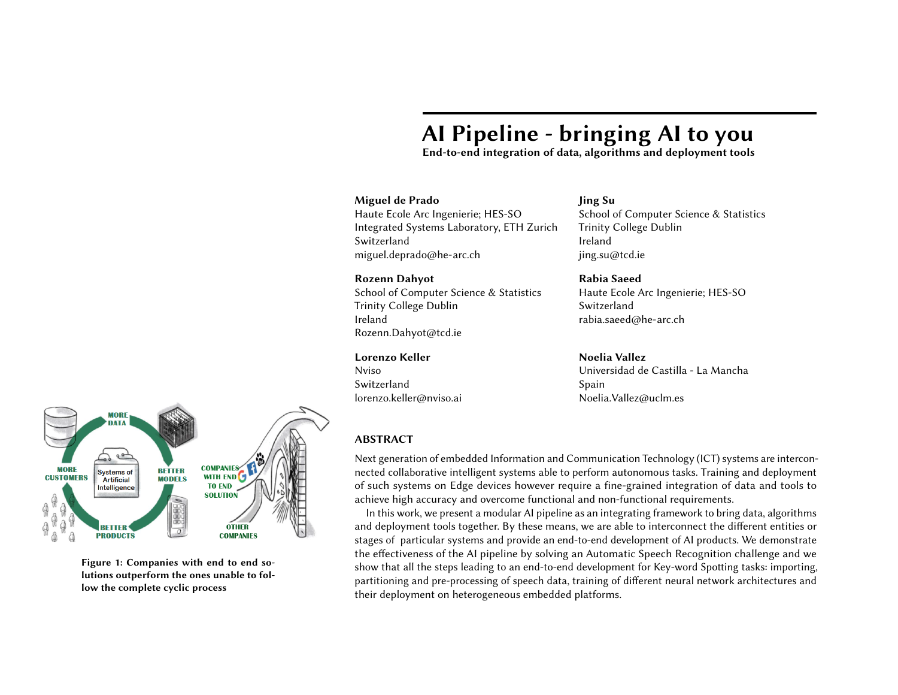# AI Pipeline - bringing AI to you

**End-to-end integration of data, algorithms and deployment tools**

**Miguel de Prado**
Haute Ecole Arc Ingenierie; HES-SO
Integrated Systems Laboratory, ETH Zurich
Switzerland
miguel.deprado@he-arc.ch

**Jing Su**
School of Computer Science & Statistics
Trinity College Dublin
Ireland
jing.su@tcd.ie

**Rozenn Dahyot**
School of Computer Science & Statistics
Trinity College Dublin
Ireland
Rozenn.Dahyot@tcd.ie

**Rabia Saeed**
Haute Ecole Arc Ingenierie; HES-SO
Switzerland
rabia.saeed@he-arc.ch

**Lorenzo Keller**
Nviso
Switzerland
lorenzo.keller@nviso.ai

**Noelia Vallez**
Universidad de Castilla - La Mancha
Spain
Noelia.Vallez@uclm.es

**Figure 1: Companies with end to end solutions outperform the ones unable to follow the complete cyclic process**

## ABSTRACT

Next generation of embedded Information and Communication Technology (ICT) systems are interconnected collaborative intelligent systems able to perform autonomous tasks. Training and deployment of such systems on Edge devices however require a fine-grained integration of data and tools to achieve high accuracy and overcome functional and non-functional requirements.

In this work, we present a modular AI pipeline as an integrating framework to bring data, algorithms and deployment tools together. By these means, we are able to interconnect the different entities or stages of particular systems and provide an end-to-end development of AI products. We demonstrate the effectiveness of the AI pipeline by solving an Automatic Speech Recognition challenge and we show that all the steps leading to an end-to-end development for Key-word Spotting tasks: importing, partitioning and pre-processing of speech data, training of different neural network architectures and their deployment on heterogeneous embedded platforms.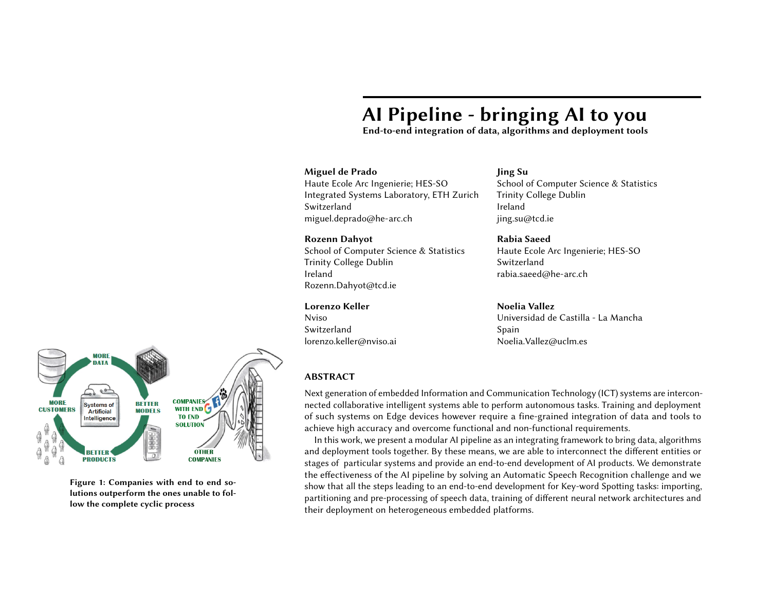# AI Pipeline - bringing AI to you

**End-to-end integration of data, algorithms and deployment tools**

**Miguel de Prado**
Haute Ecole Arc Ingenierie; HES-SO
Integrated Systems Laboratory, ETH Zurich
Switzerland
miguel.deprado@he-arc.ch

**Jing Su**
School of Computer Science & Statistics
Trinity College Dublin
Ireland
jing.su@tcd.ie

**Rozenn Dahyot**
School of Computer Science & Statistics
Trinity College Dublin
Ireland
Rozenn.Dahyot@tcd.ie

**Rabia Saeed**
Haute Ecole Arc Ingenierie; HES-SO
Switzerland
rabia.saeed@he-arc.ch

**Lorenzo Keller**
Nviso
Switzerland
lorenzo.keller@nviso.ai

**Noelia Vallez**
Universidad de Castilla - La Mancha
Spain
Noelia.Vallez@uclm.es

**Figure 1: Companies with end to end solutions outperform the ones unable to follow the complete cyclic process**

## ABSTRACT

Next generation of embedded Information and Communication Technology (ICT) systems are interconnected collaborative intelligent systems able to perform autonomous tasks. Training and deployment of such systems on Edge devices however require a fine-grained integration of data and tools to achieve high accuracy and overcome functional and non-functional requirements.

In this work, we present a modular AI pipeline as an integrating framework to bring data, algorithms and deployment tools together. By these means, we are able to interconnect the different entities or stages of particular systems and provide an end-to-end development of AI products. We demonstrate the effectiveness of the AI pipeline by solving an Automatic Speech Recognition challenge and we show that all the steps leading to an end-to-end development for Key-word Spotting tasks: importing, partitioning and pre-processing of speech data, training of different neural network architectures and their deployment on heterogeneous embedded platforms.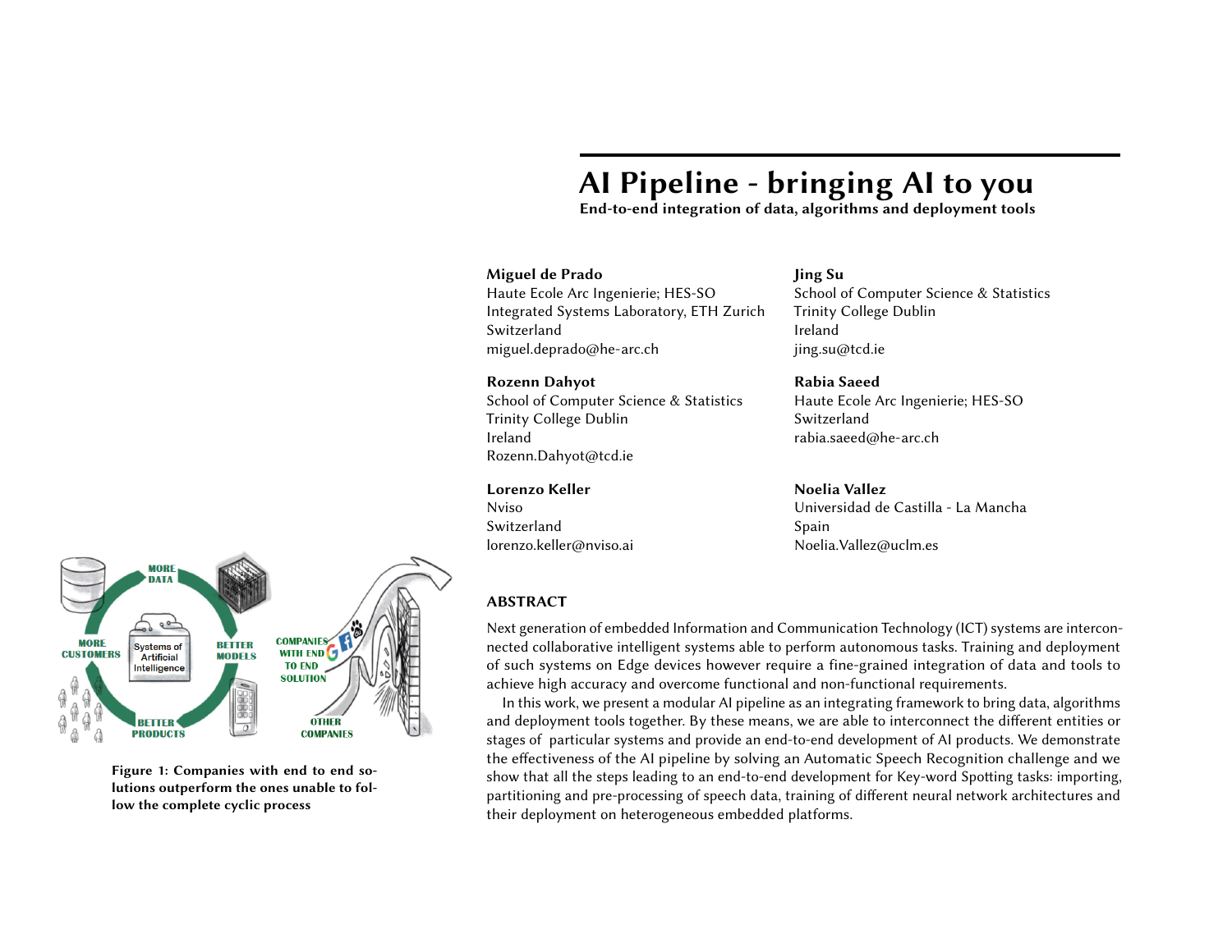# AI Pipeline - bringing AI to you

**End-to-end integration of data, algorithms and deployment tools**

**Miguel de Prado**
Haute Ecole Arc Ingenierie; HES-SO
Integrated Systems Laboratory, ETH Zurich
Switzerland
miguel.deprado@he-arc.ch

**Jing Su**
School of Computer Science & Statistics
Trinity College Dublin
Ireland
jing.su@tcd.ie

**Rozenn Dahyot**
School of Computer Science & Statistics
Trinity College Dublin
Ireland
Rozenn.Dahyot@tcd.ie

**Rabia Saeed**
Haute Ecole Arc Ingenierie; HES-SO
Switzerland
rabia.saeed@he-arc.ch

**Lorenzo Keller**
Nviso
Switzerland
lorenzo.keller@nviso.ai

**Noelia Vallez**
Universidad de Castilla - La Mancha
Spain
Noelia.Vallez@uclm.es

**Figure 1: Companies with end to end solutions outperform the ones unable to follow the complete cyclic process**

## ABSTRACT

Next generation of embedded Information and Communication Technology (ICT) systems are interconnected collaborative intelligent systems able to perform autonomous tasks. Training and deployment of such systems on Edge devices however require a fine-grained integration of data and tools to achieve high accuracy and overcome functional and non-functional requirements.

In this work, we present a modular AI pipeline as an integrating framework to bring data, algorithms and deployment tools together. By these means, we are able to interconnect the different entities or stages of particular systems and provide an end-to-end development of AI products. We demonstrate the effectiveness of the AI pipeline by solving an Automatic Speech Recognition challenge and we show that all the steps leading to an end-to-end development for Key-word Spotting tasks: importing, partitioning and pre-processing of speech data, training of different neural network architectures and their deployment on heterogeneous embedded platforms.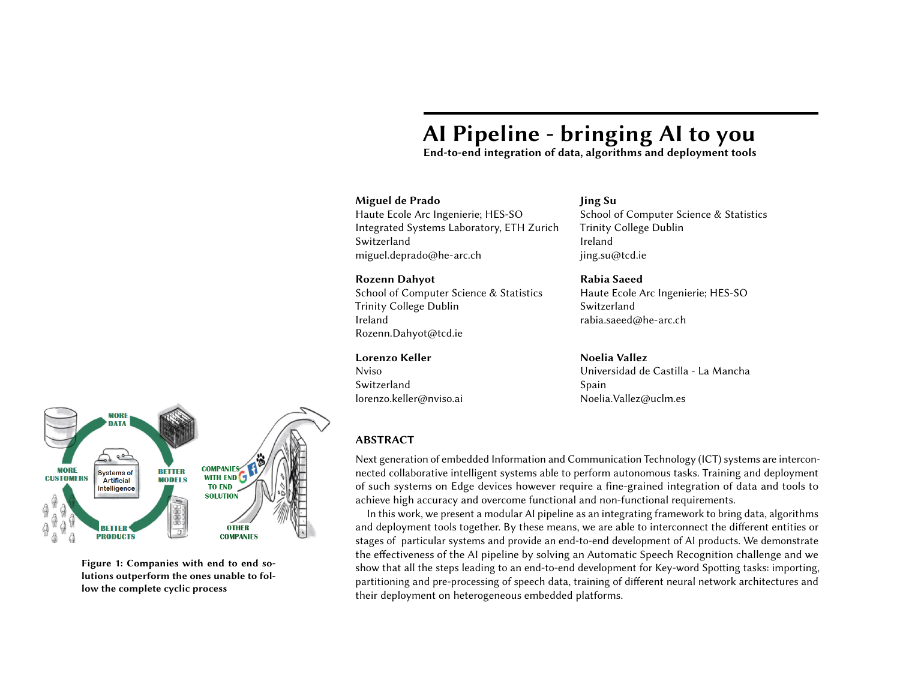# AI Pipeline - bringing AI to you

**End-to-end integration of data, algorithms and deployment tools**

**Miguel de Prado**
Haute Ecole Arc Ingenierie; HES-SO
Integrated Systems Laboratory, ETH Zurich
Switzerland
miguel.deprado@he-arc.ch

**Jing Su**
School of Computer Science & Statistics
Trinity College Dublin
Ireland
jing.su@tcd.ie

**Rozenn Dahyot**
School of Computer Science & Statistics
Trinity College Dublin
Ireland
Rozenn.Dahyot@tcd.ie

**Rabia Saeed**
Haute Ecole Arc Ingenierie; HES-SO
Switzerland
rabia.saeed@he-arc.ch

**Lorenzo Keller**
Nviso
Switzerland
lorenzo.keller@nviso.ai

**Noelia Vallez**
Universidad de Castilla - La Mancha
Spain
Noelia.Vallez@uclm.es

MORE DATA

BETTER MODELS

BETTER PRODUCTS

MORE CUSTOMERS

Systems of Artificial Intelligence

COMPANIES WITH END TO END SOLUTION

OTHER COMPANIES

**Figure 1: Companies with end to end solutions outperform the ones unable to follow the complete cyclic process**

## ABSTRACT

Next generation of embedded Information and Communication Technology (ICT) systems are interconnected collaborative intelligent systems able to perform autonomous tasks. Training and deployment of such systems on Edge devices however require a fine-grained integration of data and tools to achieve high accuracy and overcome functional and non-functional requirements.

In this work, we present a modular AI pipeline as an integrating framework to bring data, algorithms and deployment tools together. By these means, we are able to interconnect the different entities or stages of particular systems and provide an end-to-end development of AI products. We demonstrate the effectiveness of the AI pipeline by solving an Automatic Speech Recognition challenge and we show that all the steps leading to an end-to-end development for Key-word Spotting tasks: importing, partitioning and pre-processing of speech data, training of different neural network architectures and their deployment on heterogeneous embedded platforms.